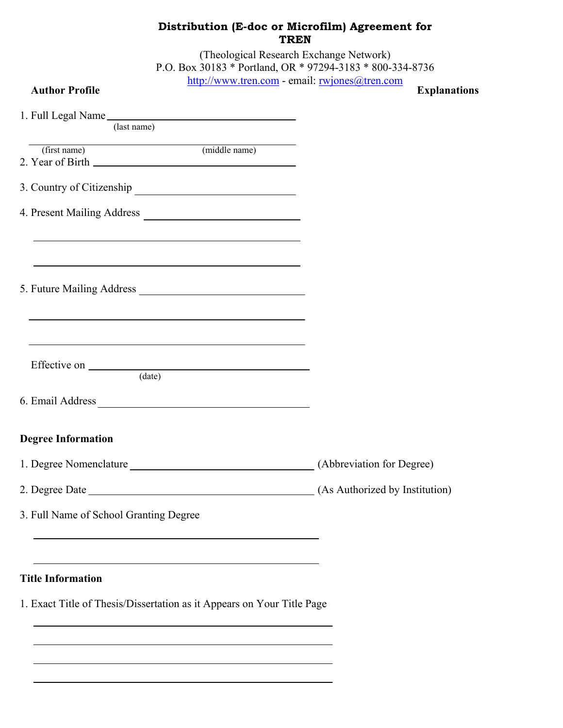# Distribution (E-doc or Microfilm) Agreement for TREN

(Theological Research Exchange Network)
P.O. Box 30183 * Portland, OR * 97294-3183 * 800-334-8736
http://www.tren.com - email: rwjones@tren.com

**Author Profile** **Explanations**

1. Full Legal Name ______________________________
   (last name)

   ______________________________
   (first name) (middle name)

2. Year of Birth ______________________________

3. Country of Citizenship ______________________________

4. Present Mailing Address ______________________________

   ______________________________

   ______________________________

5. Future Mailing Address ______________________________

   ______________________________

   ______________________________

   Effective on ______________________________
   (date)

6. Email Address ______________________________

**Degree Information**

1. Degree Nomenclature ______________________________ (Abbreviation for Degree)

2. Degree Date ______________________________ (As Authorized by Institution)

3. Full Name of School Granting Degree

   ______________________________

   ______________________________

**Title Information**

1. Exact Title of Thesis/Dissertation as it Appears on Your Title Page

   ______________________________

   ______________________________

   ______________________________

   ______________________________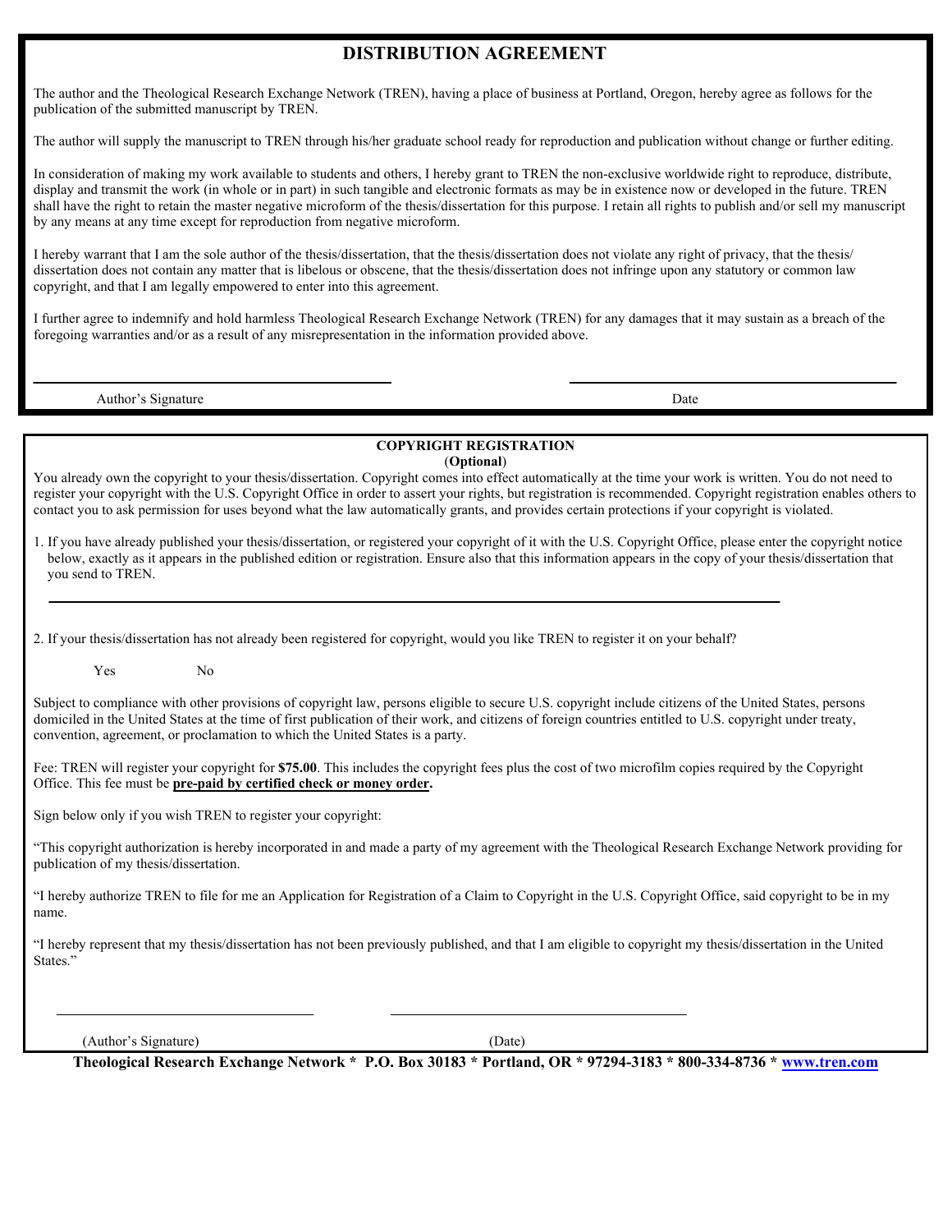# DISTRIBUTION AGREEMENT

The author and the Theological Research Exchange Network (TREN), having a place of business at Portland, Oregon, hereby agree as follows for the publication of the submitted manuscript by TREN.

The author will supply the manuscript to TREN through his/her graduate school ready for reproduction and publication without change or further editing.

In consideration of making my work available to students and others, I hereby grant to TREN the non-exclusive worldwide right to reproduce, distribute, display and transmit the work (in whole or in part) in such tangible and electronic formats as may be in existence now or developed in the future. TREN shall have the right to retain the master negative microform of the thesis/dissertation for this purpose. I retain all rights to publish and/or sell my manuscript by any means at any time except for reproduction from negative microform.

I hereby warrant that I am the sole author of the thesis/dissertation, that the thesis/dissertation does not violate any right of privacy, that the thesis/ dissertation does not contain any matter that is libelous or obscene, that the thesis/dissertation does not infringe upon any statutory or common law copyright, and that I am legally empowered to enter into this agreement.

I further agree to indemnify and hold harmless Theological Research Exchange Network (TREN) for any damages that it may sustain as a breach of the foregoing warranties and/or as a result of any misrepresentation in the information provided above.

\_\_\_\_\_\_\_\_\_\_\_\_\_\_\_\_\_\_\_\_\_\_\_\_\_\_\_\_\_\_\_\_ \_\_\_\_\_\_\_\_\_\_\_\_\_\_\_\_\_\_\_\_\_\_\_\_\_\_\_\_\_\_\_\_

Author's Signature Date

## COPYRIGHT REGISTRATION

(**Optional**)

You already own the copyright to your thesis/dissertation. Copyright comes into effect automatically at the time your work is written. You do not need to register your copyright with the U.S. Copyright Office in order to assert your rights, but registration is recommended. Copyright registration enables others to contact you to ask permission for uses beyond what the law automatically grants, and provides certain protections if your copyright is violated.

1. If you have already published your thesis/dissertation, or registered your copyright of it with the U.S. Copyright Office, please enter the copyright notice below, exactly as it appears in the published edition or registration. Ensure also that this information appears in the copy of your thesis/dissertation that you send to TREN.

\_\_\_\_\_\_\_\_\_\_\_\_\_\_\_\_\_\_\_\_\_\_\_\_\_\_\_\_\_\_\_\_\_\_\_\_\_\_\_\_\_\_\_\_\_\_\_\_\_\_\_\_\_\_\_\_\_\_\_\_

2. If your thesis/dissertation has not already been registered for copyright, would you like TREN to register it on your behalf?

Yes No

Subject to compliance with other provisions of copyright law, persons eligible to secure U.S. copyright include citizens of the United States, persons domiciled in the United States at the time of first publication of their work, and citizens of foreign countries entitled to U.S. copyright under treaty, convention, agreement, or proclamation to which the United States is a party.

Fee: TREN will register your copyright for **$75.00**. This includes the copyright fees plus the cost of two microfilm copies required by the Copyright Office. This fee must be **pre-paid by certified check or money order.**

Sign below only if you wish TREN to register your copyright:

"This copyright authorization is hereby incorporated in and made a party of my agreement with the Theological Research Exchange Network providing for publication of my thesis/dissertation.

"I hereby authorize TREN to file for me an Application for Registration of a Claim to Copyright in the U.S. Copyright Office, said copyright to be in my name.

"I hereby represent that my thesis/dissertation has not been previously published, and that I am eligible to copyright my thesis/dissertation in the United States."

\_\_\_\_\_\_\_\_\_\_\_\_\_\_\_\_\_\_\_\_\_\_\_\_\_\_\_\_\_\_\_\_ \_\_\_\_\_\_\_\_\_\_\_\_\_\_\_\_\_\_\_\_\_\_\_\_\_\_\_\_\_\_\_\_

(Author's Signature) (Date)

**Theological Research Exchange Network * P.O. Box 30183 * Portland, OR * 97294-3183 * 800-334-8736 * www.tren.com**